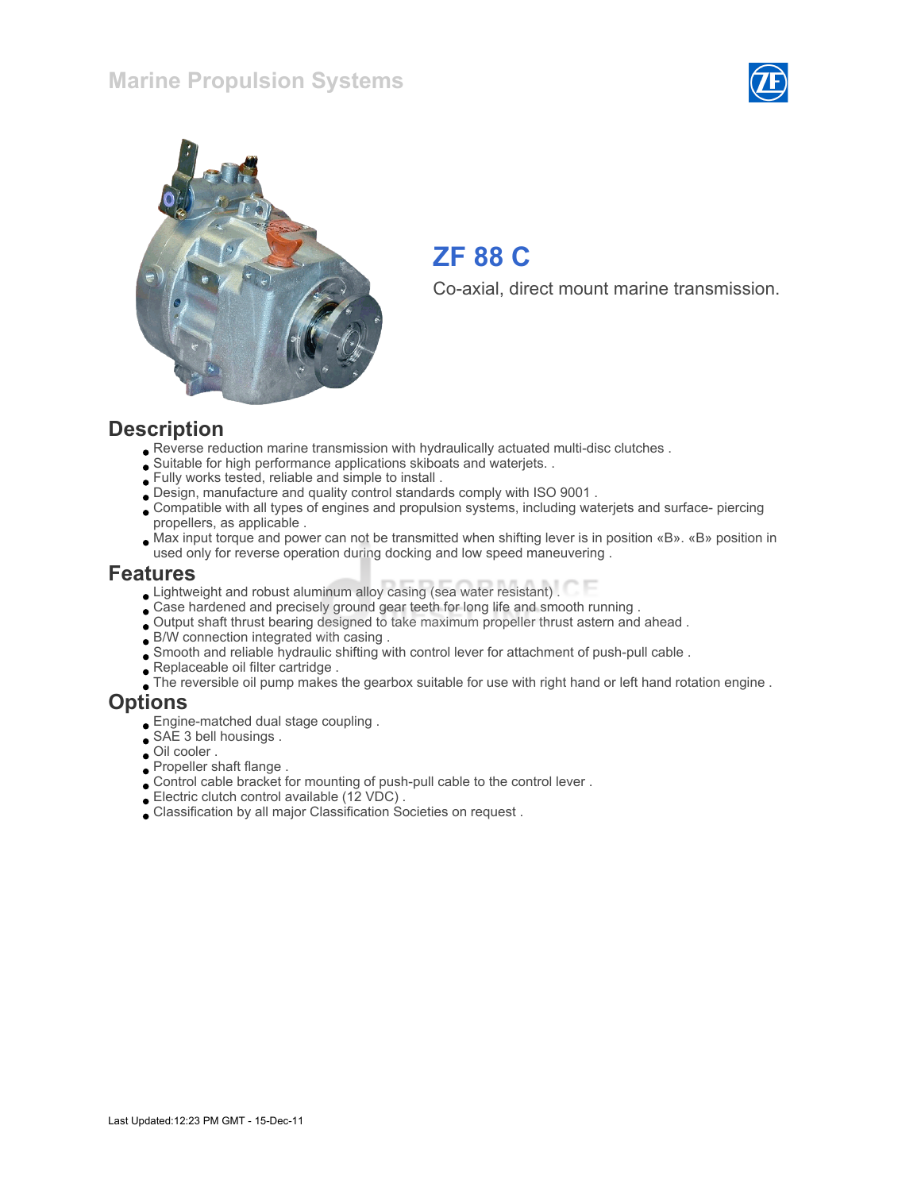# Marine Propulsion Systems

## ZF 88 C

Co-axial, direct mount marine transmission.

## Description

- Reverse reduction marine transmission with hydraulically actuated multi-disc clutches .
- Suitable for high performance applications skiboats and waterjets. .
- Fully works tested, reliable and simple to install .
- Design, manufacture and quality control standards comply with ISO 9001 .
- Compatible with all types of engines and propulsion systems, including waterjets and surface- piercing propellers, as applicable .
- Max input torque and power can not be transmitted when shifting lever is in position «B». «B» position in used only for reverse operation during docking and low speed maneuvering .

## Features

- Lightweight and robust aluminum alloy casing (sea water resistant) .
- Case hardened and precisely ground gear teeth for long life and smooth running .
- Output shaft thrust bearing designed to take maximum propeller thrust astern and ahead .
- B/W connection integrated with casing .
- Smooth and reliable hydraulic shifting with control lever for attachment of push-pull cable .
- Replaceable oil filter cartridge .
- The reversible oil pump makes the gearbox suitable for use with right hand or left hand rotation engine .

## Options

- Engine-matched dual stage coupling .
- SAE 3 bell housings .
- Oil cooler .
- Propeller shaft flange .
- Control cable bracket for mounting of push-pull cable to the control lever .
- Electric clutch control available (12 VDC) .
- Classification by all major Classification Societies on request .

Last Updated:12:23 PM GMT - 15-Dec-11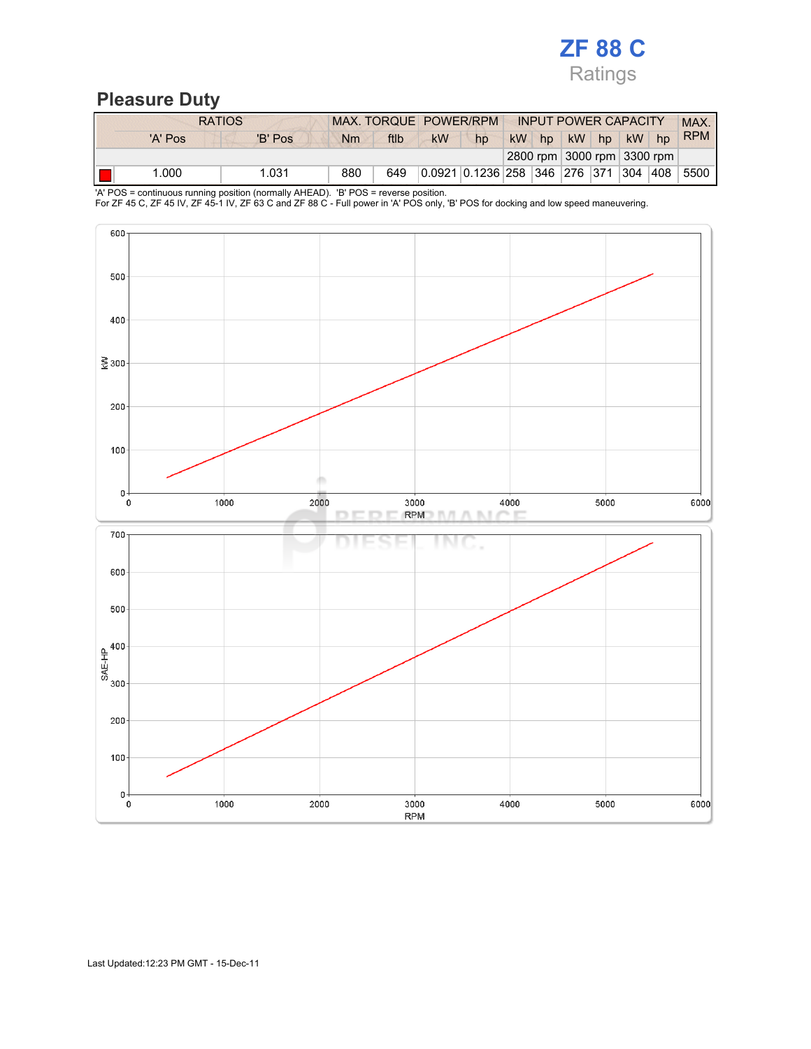# ZF 88 C

Ratings

## Pleasure Duty

| RATIOS | | MAX. TORQUE | | POWER/RPM | | INPUT POWER CAPACITY | | | | | | MAX. RPM |
|---|---|---|---|---|---|---|---|---|---|---|---|---|
| 'A' Pos | 'B' Pos | Nm | ftlb | kW | hp | kW | hp | kW | hp | kW | hp | |
| | | | | | | 2800 rpm | | 3000 rpm | | 3300 rpm | | |
| 1.000 | 1.031 | 880 | 649 | 0.0921 | 0.1236 | 258 | 346 | 276 | 371 | 304 | 408 | 5500 |

'A' POS = continuous running position (normally AHEAD). 'B' POS = reverse position.
For ZF 45 C, ZF 45 IV, ZF 45-1 IV, ZF 63 C and ZF 88 C - Full power in 'A' POS only, 'B' POS for docking and low speed maneuvering.

kW
600
500
400
300
200
100
0
0
1000
2000
3000
4000
5000
6000
RPM

SAE-HP
700
600
500
400
300
200
100
0
0
1000
2000
3000
4000
5000
6000
RPM

Last Updated:12:23 PM GMT - 15-Dec-11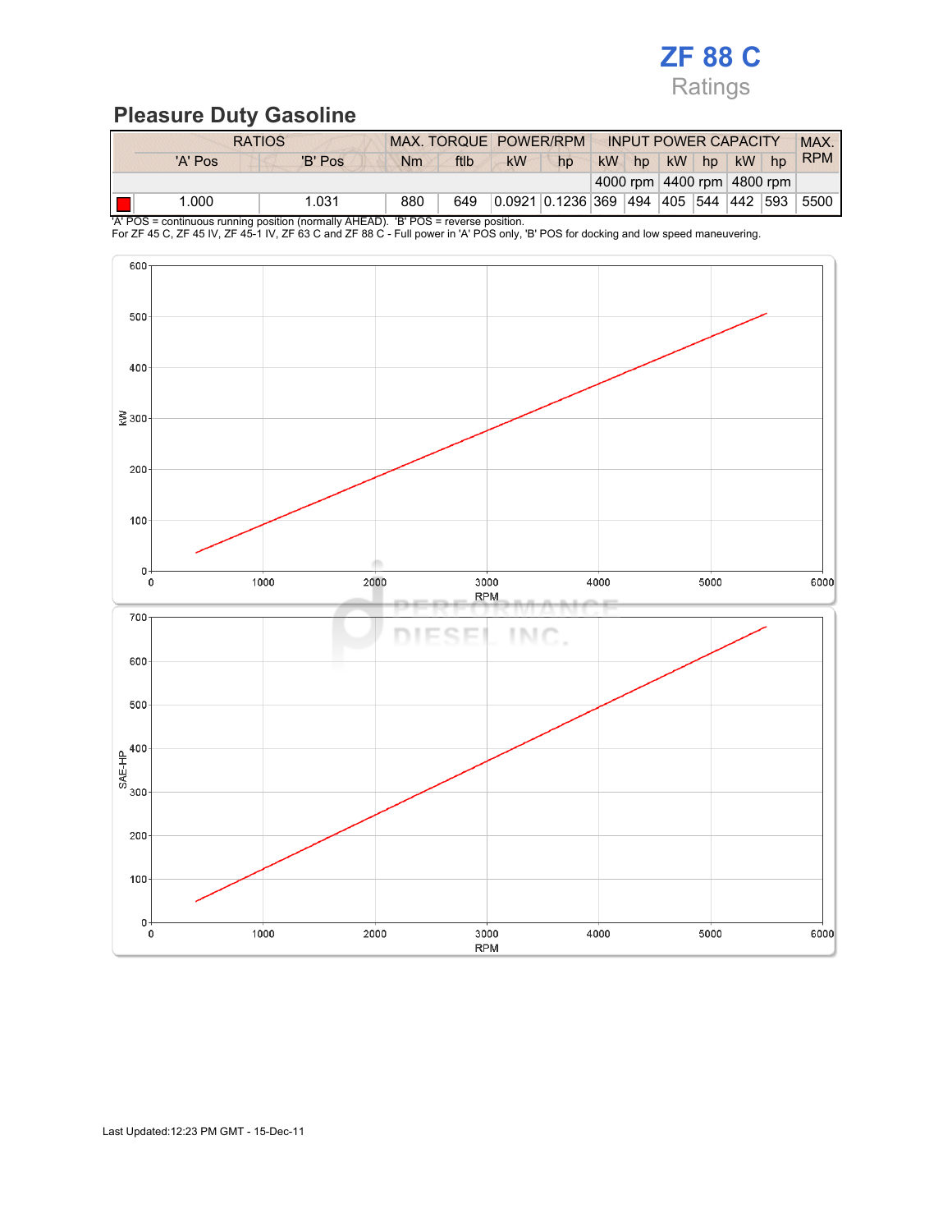# ZF 88 C

Ratings

## Pleasure Duty Gasoline

| RATIOS | | | MAX. TORQUE | | POWER/RPM | | INPUT POWER CAPACITY | | | | | | MAX. RPM |
|---|---|---|---|---|---|---|---|---|---|---|---|---|---|
| | 'A' Pos | 'B' Pos | Nm | ftlb | kW | hp | kW | hp | kW | hp | kW | hp | |
| | | | | | | | 4000 rpm | | 4400 rpm | | 4800 rpm | | |
| ■ | 1.000 | 1.031 | 880 | 649 | 0.0921 | 0.1236 | 369 | 494 | 405 | 544 | 442 | 593 | 5500 |

'A' POS = continuous running position (normally AHEAD). 'B' POS = reverse position.
For ZF 45 C, ZF 45 IV, ZF 45-1 IV, ZF 63 C and ZF 88 C - Full power in 'A' POS only, 'B' POS for docking and low speed maneuvering.

kW
0
100
200
300
400
500
600
0
1000
2000
3000
4000
5000
6000
RPM

SAE-HP
0
100
200
300
400
500
600
700
0
1000
2000
3000
4000
5000
6000
RPM

Last Updated:12:23 PM GMT - 15-Dec-11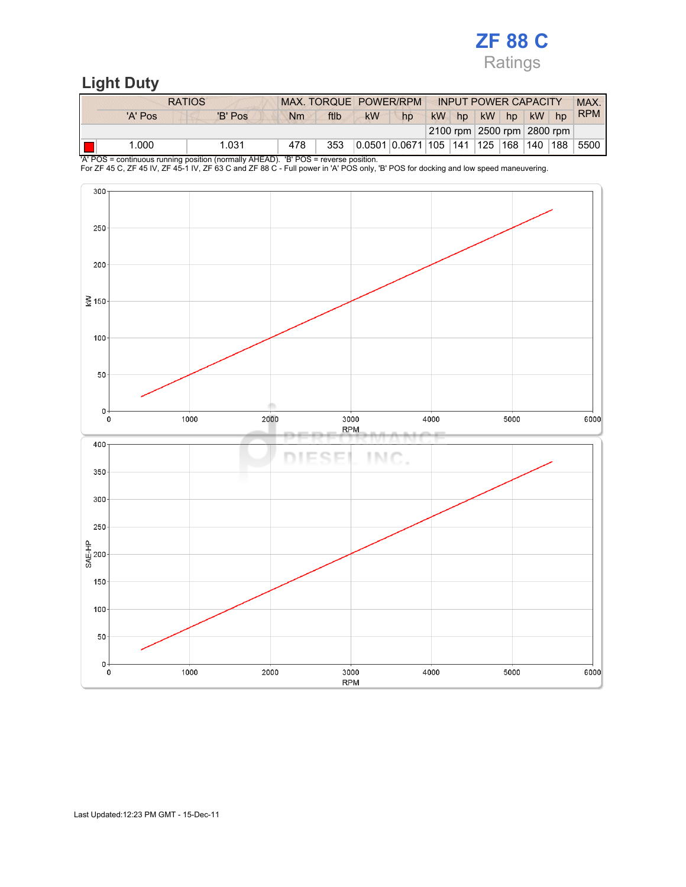# ZF 88 C

Ratings

## Light Duty

| RATIOS | | MAX. TORQUE | | POWER/RPM | | INPUT POWER CAPACITY | | | | | | MAX. RPM |
|---|---|---|---|---|---|---|---|---|---|---|---|---|
| 'A' Pos | 'B' Pos | Nm | ftlb | kW | hp | kW | hp | kW | hp | kW | hp | |
| | | | | | | 2100 rpm | | 2500 rpm | | 2800 rpm | | |
| 1.000 | 1.031 | 478 | 353 | 0.0501 | 0.0671 | 105 | 141 | 125 | 168 | 140 | 188 | 5500 |

'A' POS = continuous running position (normally AHEAD). 'B' POS = reverse position.
For ZF 45 C, ZF 45 IV, ZF 45-1 IV, ZF 63 C and ZF 88 C - Full power in 'A' POS only, 'B' POS for docking and low speed maneuvering.

kW
0
50
100
150
200
250
300
0
1000
2000
3000
4000
5000
6000
RPM

SAE-HP
0
50
100
150
200
250
300
350
400
0
1000
2000
3000
4000
5000
6000
RPM

Last Updated:12:23 PM GMT - 15-Dec-11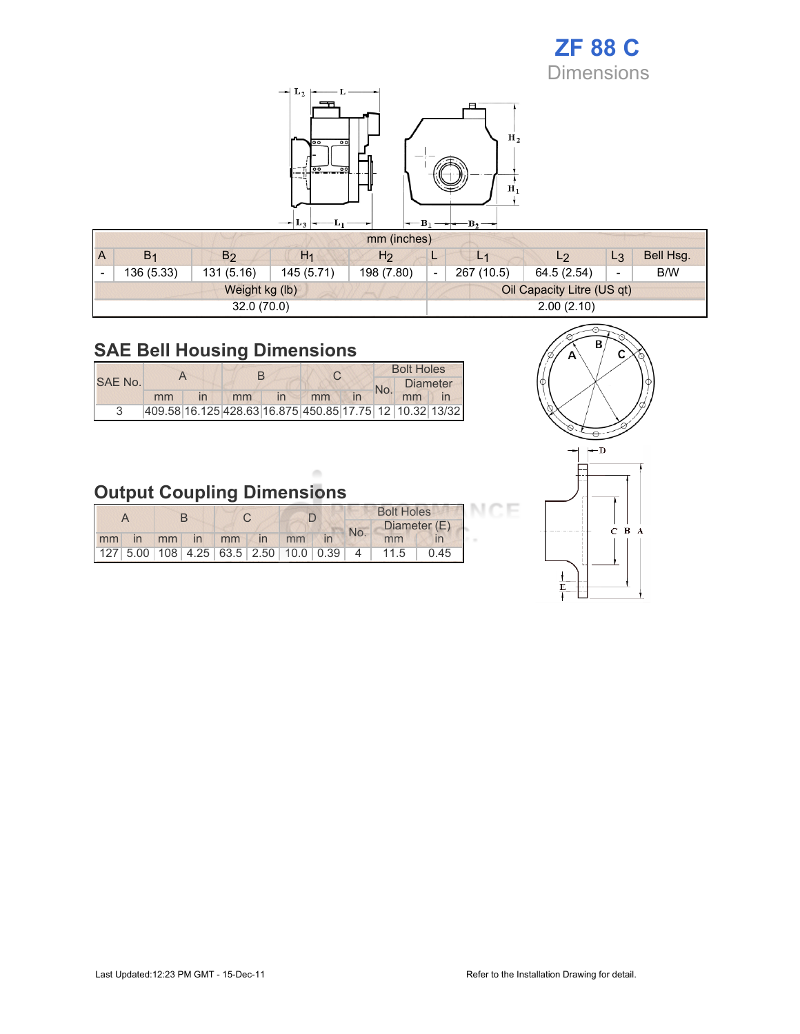# ZF 88 C

## Dimensions

| mm (inches) | | | | | | | | | |
|---|---|---|---|---|---|---|---|---|---|
| A | $B_1$ | $B_2$ | $H_1$ | $H_2$ | L | $L_1$ | $L_2$ | $L_3$ | Bell Hsg. |
| - | 136 (5.33) | 131 (5.16) | 145 (5.71) | 198 (7.80) | - | 267 (10.5) | 64.5 (2.54) | - | B/W |

| Weight kg (lb) | Oil Capacity Litre (US qt) |
|---|---|
| 32.0 (70.0) | 2.00 (2.10) |

## SAE Bell Housing Dimensions

| SAE No. | A | | B | | C | | Bolt Holes | | |
|---|---|---|---|---|---|---|---|---|---|
| | | | | | | | No. | Diameter | |
| | mm | in | mm | in | mm | in | | mm | in |
| 3 | 409.58 | 16.125 | 428.63 | 16.875 | 450.85 | 17.75 | 12 | 10.32 | 13/32 |

## Output Coupling Dimensions

| A | | B | | C | | D | | Bolt Holes | | |
|---|---|---|---|---|---|---|---|---|---|---|
| | | | | | | | | No. | Diameter (E) | |
| mm | in | mm | in | mm | in | mm | in | | mm | in |
| 127 | 5.00 | 108 | 4.25 | 63.5 | 2.50 | 10.0 | 0.39 | 4 | 11.5 | 0.45 |

Last Updated:12:23 PM GMT - 15-Dec-11

Refer to the Installation Drawing for detail.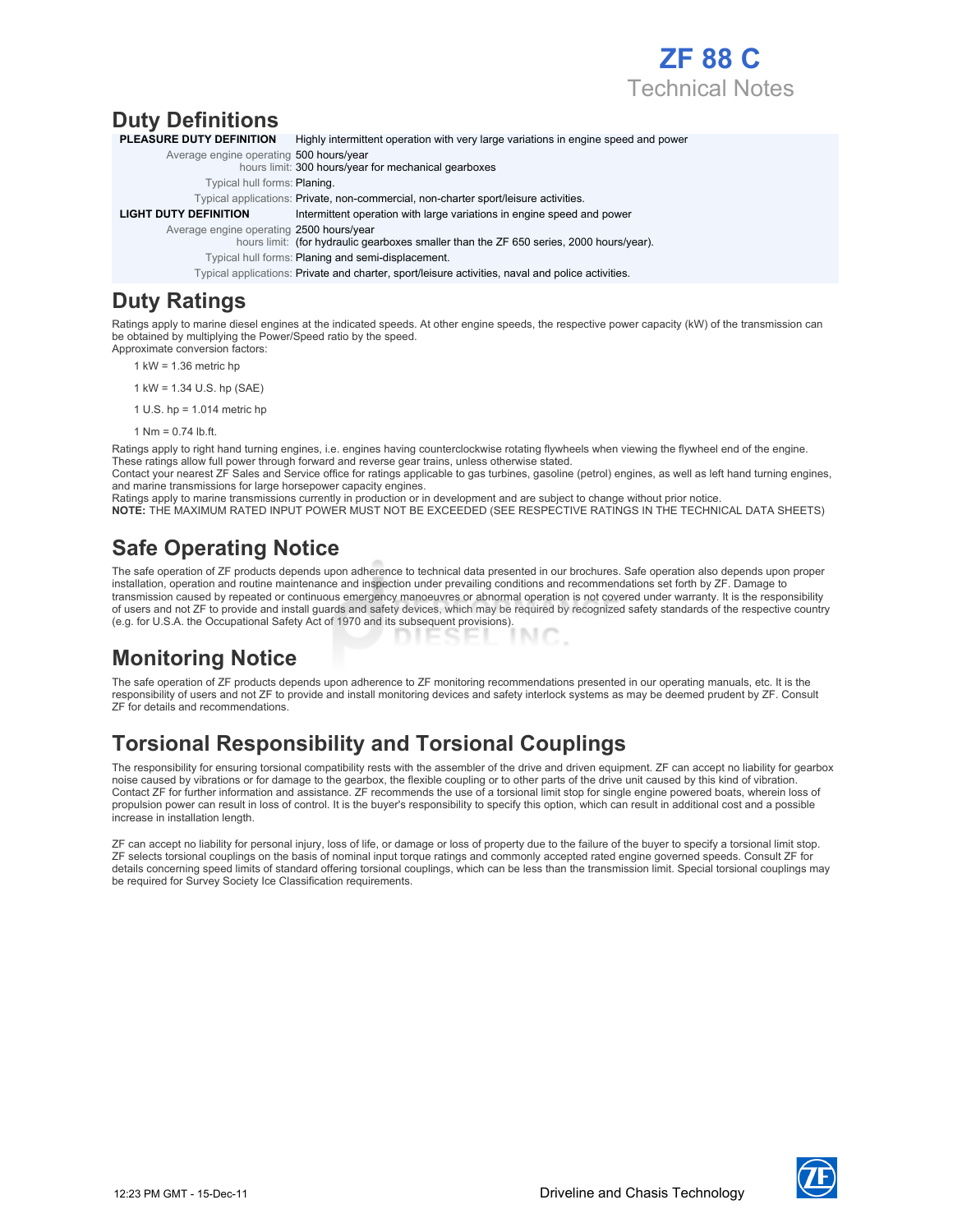# ZF 88 C

## Technical Notes

## Duty Definitions

| | |
|---|---|
| **PLEASURE DUTY DEFINITION** | Highly intermittent operation with very large variations in engine speed and power |
| Average engine operating hours limit: | 500 hours/year<br>300 hours/year for mechanical gearboxes |
| Typical hull forms: | Planing. |
| Typical applications: | Private, non-commercial, non-charter sport/leisure activities. |
| **LIGHT DUTY DEFINITION** | Intermittent operation with large variations in engine speed and power |
| Average engine operating hours limit: | 2500 hours/year<br>(for hydraulic gearboxes smaller than the ZF 650 series, 2000 hours/year). |
| Typical hull forms: | Planing and semi-displacement. |
| Typical applications: | Private and charter, sport/leisure activities, naval and police activities. |

## Duty Ratings

Ratings apply to marine diesel engines at the indicated speeds. At other engine speeds, the respective power capacity (kW) of the transmission can be obtained by multiplying the Power/Speed ratio by the speed.
Approximate conversion factors:

1 kW = 1.36 metric hp

1 kW = 1.34 U.S. hp (SAE)

1 U.S. hp = 1.014 metric hp

1 Nm = 0.74 lb.ft.

Ratings apply to right hand turning engines, i.e. engines having counterclockwise rotating flywheels when viewing the flywheel end of the engine.
These ratings allow full power through forward and reverse gear trains, unless otherwise stated.
Contact your nearest ZF Sales and Service office for ratings applicable to gas turbines, gasoline (petrol) engines, as well as left hand turning engines, and marine transmissions for large horsepower capacity engines.
Ratings apply to marine transmissions currently in production or in development and are subject to change without prior notice.
**NOTE:** THE MAXIMUM RATED INPUT POWER MUST NOT BE EXCEEDED (SEE RESPECTIVE RATINGS IN THE TECHNICAL DATA SHEETS)

## Safe Operating Notice

The safe operation of ZF products depends upon adherence to technical data presented in our brochures. Safe operation also depends upon proper installation, operation and routine maintenance and inspection under prevailing conditions and recommendations set forth by ZF. Damage to transmission caused by repeated or continuous emergency manoeuvres or abnormal operation is not covered under warranty. It is the responsibility of users and not ZF to provide and install guards and safety devices, which may be required by recognized safety standards of the respective country (e.g. for U.S.A. the Occupational Safety Act of 1970 and its subsequent provisions).

## Monitoring Notice

The safe operation of ZF products depends upon adherence to ZF monitoring recommendations presented in our operating manuals, etc. It is the responsibility of users and not ZF to provide and install monitoring devices and safety interlock systems as may be deemed prudent by ZF. Consult ZF for details and recommendations.

## Torsional Responsibility and Torsional Couplings

The responsibility for ensuring torsional compatibility rests with the assembler of the drive and driven equipment. ZF can accept no liability for gearbox noise caused by vibrations or for damage to the gearbox, the flexible coupling or to other parts of the drive unit caused by this kind of vibration. Contact ZF for further information and assistance. ZF recommends the use of a torsional limit stop for single engine powered boats, wherein loss of propulsion power can result in loss of control. It is the buyer's responsibility to specify this option, which can result in additional cost and a possible increase in installation length.

ZF can accept no liability for personal injury, loss of life, or damage or loss of property due to the failure of the buyer to specify a torsional limit stop. ZF selects torsional couplings on the basis of nominal input torque ratings and commonly accepted rated engine governed speeds. Consult ZF for details concerning speed limits of standard offering torsional couplings, which can be less than the transmission limit. Special torsional couplings may be required for Survey Society Ice Classification requirements.